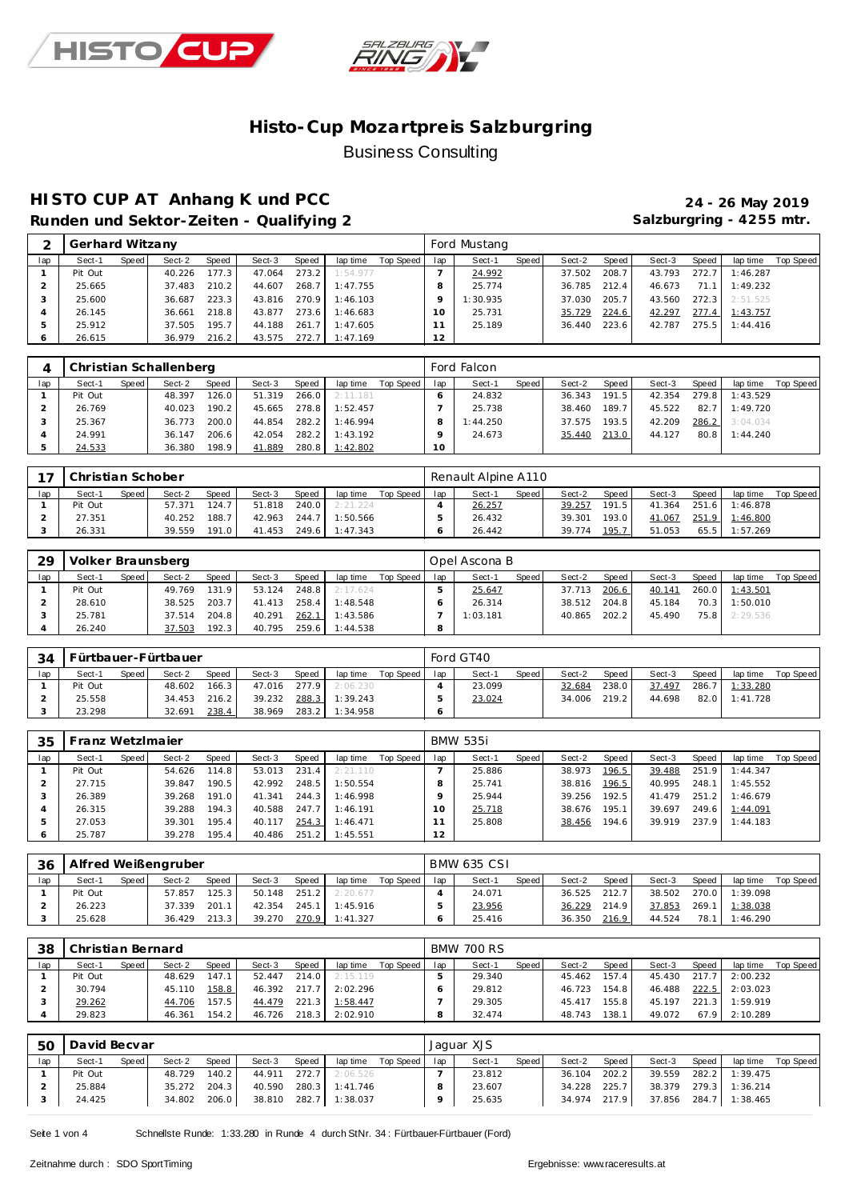# Histo-Cup Mozartpreis Salzburgring

Business Consulting

## HISTO CUP AT Anhang K und PCC

**Runden und Sektor-Zeiten - Qualifying 2**

**24 - 26 May 2019**

**Salzburgring - 4255 mtr.**

| 2 | Gerhard Witzany | | | | | | | | | Ford Mustang | | | | | | | | | |
|---|---|---|---|---|---|---|---|---|---|---|---|---|---|---|---|---|---|---|---|
| lap | Sect-1 | Speed | Sect-2 | Speed | Sect-3 | Speed | lap time | Top Speed | lap | Sect-1 | Speed | Sect-2 | Speed | Sect-3 | Speed | lap time | Top Speed |
| 1 | Pit Out | | 40.226 | 177.3 | 47.064 | 273.2 | 1:54.977 | | 7 | 24.992 | | 37.502 | 208.7 | 43.793 | 272.7 | 1:46.287 | |
| 2 | 25.665 | | 37.483 | 210.2 | 44.607 | 268.7 | 1:47.755 | | 8 | 25.774 | | 36.785 | 212.4 | 46.673 | 71.1 | 1:49.232 | |
| 3 | 25.600 | | 36.687 | 223.3 | 43.816 | 270.9 | 1:46.103 | | 9 | 1:30.935 | | 37.030 | 205.7 | 43.560 | 272.3 | 2:51.525 | |
| 4 | 26.145 | | 36.661 | 218.8 | 43.877 | 273.6 | 1:46.683 | | 10 | 25.731 | | 35.729 | 224.6 | 42.297 | 277.4 | 1:43.757 | |
| 5 | 25.912 | | 37.505 | 195.7 | 44.188 | 261.7 | 1:47.605 | | 11 | 25.189 | | 36.440 | 223.6 | 42.787 | 275.5 | 1:44.416 | |
| 6 | 26.615 | | 36.979 | 216.2 | 43.575 | 272.7 | 1:47.169 | | 12 | | | | | | | | |

| 4 | Christian Schallenberg | | | | | | | | | Ford Falcon | | | | | | | | | |
|---|---|---|---|---|---|---|---|---|---|---|---|---|---|---|---|---|---|---|---|
| lap | Sect-1 | Speed | Sect-2 | Speed | Sect-3 | Speed | lap time | Top Speed | lap | Sect-1 | Speed | Sect-2 | Speed | Sect-3 | Speed | lap time | Top Speed |
| 1 | Pit Out | | 48.397 | 126.0 | 51.319 | 266.0 | 2:11.181 | | 6 | 24.832 | | 36.343 | 191.5 | 42.354 | 279.8 | 1:43.529 | |
| 2 | 26.769 | | 40.023 | 190.2 | 45.665 | 278.8 | 1:52.457 | | 7 | 25.738 | | 38.460 | 189.7 | 45.522 | 82.7 | 1:49.720 | |
| 3 | 25.367 | | 36.773 | 200.0 | 44.854 | 282.2 | 1:46.994 | | 8 | 1:44.250 | | 37.575 | 193.5 | 42.209 | 286.2 | 3:04.034 | |
| 4 | 24.991 | | 36.147 | 206.6 | 42.054 | 282.2 | 1:43.192 | | 9 | 24.673 | | 35.440 | 213.0 | 44.127 | 80.8 | 1:44.240 | |
| 5 | 24.533 | | 36.380 | 198.9 | 41.889 | 280.8 | 1:42.802 | | 10 | | | | | | | | |

| 17 | Christian Schober | | | | | | | | | Renault Alpine A110 | | | | | | | | | |
|---|---|---|---|---|---|---|---|---|---|---|---|---|---|---|---|---|---|---|---|
| lap | Sect-1 | Speed | Sect-2 | Speed | Sect-3 | Speed | lap time | Top Speed | lap | Sect-1 | Speed | Sect-2 | Speed | Sect-3 | Speed | lap time | Top Speed |
| 1 | Pit Out | | 57.371 | 124.7 | 51.818 | 240.0 | 2:21.224 | | 4 | 26.257 | | 39.257 | 191.5 | 41.364 | 251.6 | 1:46.878 | |
| 2 | 27.351 | | 40.252 | 188.7 | 42.963 | 244.7 | 1:50.566 | | 5 | 26.432 | | 39.301 | 193.0 | 41.067 | 251.9 | 1:46.800 | |
| 3 | 26.331 | | 39.559 | 191.0 | 41.453 | 249.6 | 1:47.343 | | 6 | 26.442 | | 39.774 | 195.7 | 51.053 | 65.5 | 1:57.269 | |

| 29 | Volker Braunsberg | | | | | | | | | Opel Ascona B | | | | | | | | | |
|---|---|---|---|---|---|---|---|---|---|---|---|---|---|---|---|---|---|---|---|
| lap | Sect-1 | Speed | Sect-2 | Speed | Sect-3 | Speed | lap time | Top Speed | lap | Sect-1 | Speed | Sect-2 | Speed | Sect-3 | Speed | lap time | Top Speed |
| 1 | Pit Out | | 49.769 | 131.9 | 53.124 | 248.8 | 2:17.624 | | 5 | 25.647 | | 37.713 | 206.6 | 40.141 | 260.0 | 1:43.501 | |
| 2 | 28.610 | | 38.525 | 203.7 | 41.413 | 258.4 | 1:48.548 | | 6 | 26.314 | | 38.512 | 204.8 | 45.184 | 70.3 | 1:50.010 | |
| 3 | 25.781 | | 37.514 | 204.8 | 40.291 | 262.1 | 1:43.586 | | 7 | 1:03.181 | | 40.865 | 202.2 | 45.490 | 75.8 | 2:29.536 | |
| 4 | 26.240 | | 37.503 | 192.3 | 40.795 | 259.6 | 1:44.538 | | 8 | | | | | | | | |

| 34 | Fürtbauer-Fürtbauer | | | | | | | | | Ford GT40 | | | | | | | | | |
|---|---|---|---|---|---|---|---|---|---|---|---|---|---|---|---|---|---|---|---|
| lap | Sect-1 | Speed | Sect-2 | Speed | Sect-3 | Speed | lap time | Top Speed | lap | Sect-1 | Speed | Sect-2 | Speed | Sect-3 | Speed | lap time | Top Speed |
| 1 | Pit Out | | 48.602 | 166.3 | 47.016 | 277.9 | 2:06.230 | | 4 | 23.099 | | 32.684 | 238.0 | 37.497 | 286.7 | 1:33.280 | |
| 2 | 25.558 | | 34.453 | 216.2 | 39.232 | 288.3 | 1:39.243 | | 5 | 23.024 | | 34.006 | 219.2 | 44.698 | 82.0 | 1:41.728 | |
| 3 | 23.298 | | 32.691 | 238.4 | 38.969 | 283.2 | 1:34.958 | | 6 | | | | | | | | |

| 35 | Franz Wetzlmaier | | | | | | | | | BMW 535i | | | | | | | | | |
|---|---|---|---|---|---|---|---|---|---|---|---|---|---|---|---|---|---|---|---|
| lap | Sect-1 | Speed | Sect-2 | Speed | Sect-3 | Speed | lap time | Top Speed | lap | Sect-1 | Speed | Sect-2 | Speed | Sect-3 | Speed | lap time | Top Speed |
| 1 | Pit Out | | 54.626 | 114.8 | 53.013 | 231.4 | 2:21.110 | | 7 | 25.886 | | 38.973 | 196.5 | 39.488 | 251.9 | 1:44.347 | |
| 2 | 27.715 | | 39.847 | 190.5 | 42.992 | 248.5 | 1:50.554 | | 8 | 25.741 | | 38.816 | 196.5 | 40.995 | 248.1 | 1:45.552 | |
| 3 | 26.389 | | 39.268 | 191.0 | 41.341 | 244.3 | 1:46.998 | | 9 | 25.944 | | 39.256 | 192.5 | 41.479 | 251.2 | 1:46.679 | |
| 4 | 26.315 | | 39.288 | 194.3 | 40.588 | 247.7 | 1:46.191 | | 10 | 25.718 | | 38.676 | 195.1 | 39.697 | 249.6 | 1:44.091 | |
| 5 | 27.053 | | 39.301 | 195.4 | 40.117 | 254.3 | 1:46.471 | | 11 | 25.808 | | 38.456 | 194.6 | 39.919 | 237.9 | 1:44.183 | |
| 6 | 25.787 | | 39.278 | 195.4 | 40.486 | 251.2 | 1:45.551 | | 12 | | | | | | | | |

| 36 | Alfred Weißengruber | | | | | | | | | BMW 635 CSI | | | | | | | | | |
|---|---|---|---|---|---|---|---|---|---|---|---|---|---|---|---|---|---|---|---|
| lap | Sect-1 | Speed | Sect-2 | Speed | Sect-3 | Speed | lap time | Top Speed | lap | Sect-1 | Speed | Sect-2 | Speed | Sect-3 | Speed | lap time | Top Speed |
| 1 | Pit Out | | 57.857 | 125.3 | 50.148 | 251.2 | 2:20.677 | | 4 | 24.071 | | 36.525 | 212.7 | 38.502 | 270.0 | 1:39.098 | |
| 2 | 26.223 | | 37.339 | 201.1 | 42.354 | 245.1 | 1:45.916 | | 5 | 23.956 | | 36.229 | 214.9 | 37.853 | 269.1 | 1:38.038 | |
| 3 | 25.628 | | 36.429 | 213.3 | 39.270 | 270.9 | 1:41.327 | | 6 | 25.416 | | 36.350 | 216.9 | 44.524 | 78.1 | 1:46.290 | |

| 38 | Christian Bernard | | | | | | | | | BMW 700 RS | | | | | | | | | |
|---|---|---|---|---|---|---|---|---|---|---|---|---|---|---|---|---|---|---|---|
| lap | Sect-1 | Speed | Sect-2 | Speed | Sect-3 | Speed | lap time | Top Speed | lap | Sect-1 | Speed | Sect-2 | Speed | Sect-3 | Speed | lap time | Top Speed |
| 1 | Pit Out | | 48.629 | 147.1 | 52.447 | 214.0 | 2:15.119 | | 5 | 29.340 | | 45.462 | 157.4 | 45.430 | 217.7 | 2:00.232 | |
| 2 | 30.794 | | 45.110 | 158.8 | 46.392 | 217.7 | 2:02.296 | | 6 | 29.812 | | 46.723 | 154.8 | 46.488 | 222.5 | 2:03.023 | |
| 3 | 29.262 | | 44.706 | 157.5 | 44.479 | 221.3 | 1:58.447 | | 7 | 29.305 | | 45.417 | 155.8 | 45.197 | 221.3 | 1:59.919 | |
| 4 | 29.823 | | 46.361 | 154.2 | 46.726 | 218.3 | 2:02.910 | | 8 | 32.474 | | 48.743 | 138.1 | 49.072 | 67.9 | 2:10.289 | |

| 50 | David Becvar | | | | | | | | | Jaguar XJS | | | | | | | | | |
|---|---|---|---|---|---|---|---|---|---|---|---|---|---|---|---|---|---|---|---|
| lap | Sect-1 | Speed | Sect-2 | Speed | Sect-3 | Speed | lap time | Top Speed | lap | Sect-1 | Speed | Sect-2 | Speed | Sect-3 | Speed | lap time | Top Speed |
| 1 | Pit Out | | 48.729 | 140.2 | 44.911 | 272.7 | 2:06.526 | | 7 | 23.812 | | 36.104 | 202.2 | 39.559 | 282.2 | 1:39.475 | |
| 2 | 25.884 | | 35.272 | 204.3 | 40.590 | 280.3 | 1:41.746 | | 8 | 23.607 | | 34.228 | 225.7 | 38.379 | 279.3 | 1:36.214 | |
| 3 | 24.425 | | 34.802 | 206.0 | 38.810 | 282.7 | 1:38.037 | | 9 | 25.635 | | 34.974 | 217.9 | 37.856 | 284.7 | 1:38.465 | |

Schnellste Runde: 1:33.280 in Runde 4 durch StNr. 34 : Fürtbauer-Fürtbauer (Ford)

Zeitnahme durch : SDO SportTiming

Ergebnisse: www.raceresults.at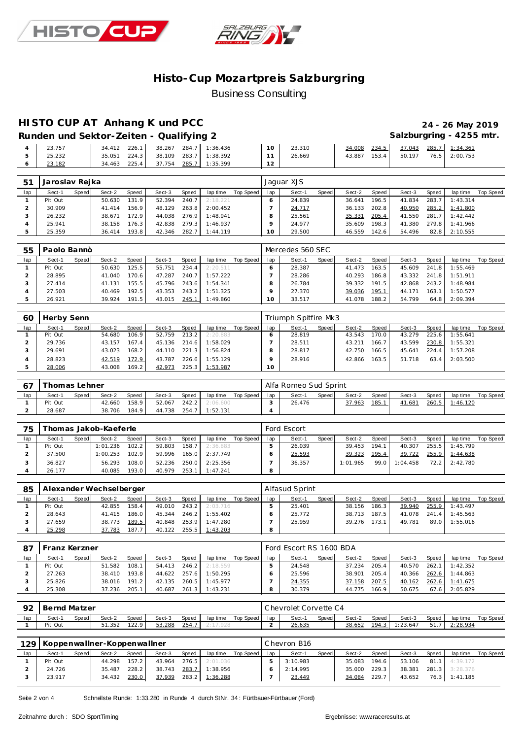# Histo-Cup Mozartpreis Salzburgring

Business Consulting

## HISTO CUP AT Anhang K und PCC

24 - 26 May 2019

### Runden und Sektor-Zeiten - Qualifying 2

Salzburgring - 4255 mtr.

| lap | Sect-1 | Speed | Sect-2 | Speed | Sect-3 | Speed | lap time | Top Speed | lap | Sect-1 | Speed | Sect-2 | Speed | Sect-3 | Speed | lap time | Top Speed |
|---|---|---|---|---|---|---|---|---|---|---|---|---|---|---|---|---|---|
| 4 | 23.757 | | 34.412 | 226.1 | 38.267 | 284.7 | 1:36.436 | | 10 | 23.310 | | 34.008 | 234.5 | 37.043 | 285.7 | 1:34.361 | |
| 5 | 25.232 | | 35.051 | 224.3 | 38.109 | 283.7 | 1:38.392 | | 11 | 26.669 | | 43.887 | 153.4 | 50.197 | 76.5 | 2:00.753 | |
| 6 | 23.182 | | 34.463 | 225.4 | 37.754 | 285.7 | 1:35.399 | | 12 | | | | | | | | |

**51 Jaroslav Rejka** — Jaguar XJS

| lap | Sect-1 | Speed | Sect-2 | Speed | Sect-3 | Speed | lap time | Top Speed | lap | Sect-1 | Speed | Sect-2 | Speed | Sect-3 | Speed | lap time | Top Speed |
|---|---|---|---|---|---|---|---|---|---|---|---|---|---|---|---|---|---|
| 1 | Pit Out | | 50.630 | 131.9 | 52.394 | 240.7 | 2:18.221 | | 6 | 24.839 | | 36.641 | 196.5 | 41.834 | 283.7 | 1:43.314 | |
| 2 | 30.909 | | 41.414 | 156.9 | 48.129 | 263.8 | 2:00.452 | | 7 | 24.717 | | 36.133 | 202.8 | 40.950 | 285.2 | 1:41.800 | |
| 3 | 26.232 | | 38.671 | 172.9 | 44.038 | 276.9 | 1:48.941 | | 8 | 25.561 | | 35.331 | 205.4 | 41.550 | 281.7 | 1:42.442 | |
| 4 | 25.941 | | 38.158 | 176.3 | 42.838 | 279.3 | 1:46.937 | | 9 | 24.977 | | 35.609 | 198.3 | 41.380 | 279.8 | 1:41.966 | |
| 5 | 25.359 | | 36.414 | 193.8 | 42.346 | 282.7 | 1:44.119 | | 10 | 29.500 | | 46.559 | 142.6 | 54.496 | 82.8 | 2:10.555 | |

**55 Paolo Bannò** — Mercedes 560 SEC

| lap | Sect-1 | Speed | Sect-2 | Speed | Sect-3 | Speed | lap time | Top Speed | lap | Sect-1 | Speed | Sect-2 | Speed | Sect-3 | Speed | lap time | Top Speed |
|---|---|---|---|---|---|---|---|---|---|---|---|---|---|---|---|---|---|
| 1 | Pit Out | | 50.630 | 125.5 | 55.751 | 234.4 | 2:20.511 | | 6 | 28.387 | | 41.473 | 163.5 | 45.609 | 241.8 | 1:55.469 | |
| 2 | 28.895 | | 41.040 | 170.6 | 47.287 | 240.7 | 1:57.222 | | 7 | 28.286 | | 40.293 | 186.8 | 43.332 | 241.8 | 1:51.911 | |
| 3 | 27.414 | | 41.131 | 155.5 | 45.796 | 243.6 | 1:54.341 | | 8 | 26.784 | | 39.332 | 191.5 | 42.868 | 243.2 | 1:48.984 | |
| 4 | 27.503 | | 40.469 | 192.5 | 43.353 | 243.2 | 1:51.325 | | 9 | 27.370 | | 39.036 | 195.1 | 44.171 | 163.1 | 1:50.577 | |
| 5 | 26.921 | | 39.924 | 191.5 | 43.015 | 245.1 | 1:49.860 | | 10 | 33.517 | | 41.078 | 188.2 | 54.799 | 64.8 | 2:09.394 | |

**60 Herby Senn** — Triumph Spitfire Mk3

| lap | Sect-1 | Speed | Sect-2 | Speed | Sect-3 | Speed | lap time | Top Speed | lap | Sect-1 | Speed | Sect-2 | Speed | Sect-3 | Speed | lap time | Top Speed |
|---|---|---|---|---|---|---|---|---|---|---|---|---|---|---|---|---|---|
| 1 | Pit Out | | 54.680 | 106.9 | 52.759 | 213.2 | 2:20.883 | | 6 | 28.819 | | 43.543 | 170.0 | 43.279 | 225.6 | 1:55.641 | |
| 2 | 29.736 | | 43.157 | 167.4 | 45.136 | 214.6 | 1:58.029 | | 7 | 28.511 | | 43.211 | 166.7 | 43.599 | 230.8 | 1:55.321 | |
| 3 | 29.691 | | 43.023 | 168.2 | 44.110 | 221.3 | 1:56.824 | | 8 | 28.817 | | 42.750 | 166.5 | 45.641 | 224.4 | 1:57.208 | |
| 4 | 28.823 | | 42.519 | 172.9 | 43.787 | 226.6 | 1:55.129 | | 9 | 28.916 | | 42.866 | 163.5 | 51.718 | 63.4 | 2:03.500 | |
| 5 | 28.006 | | 43.008 | 169.2 | 42.973 | 225.3 | 1:53.987 | | 10 | | | | | | | | |

**67 Thomas Lehner** — Alfa Romeo Sud Sprint

| lap | Sect-1 | Speed | Sect-2 | Speed | Sect-3 | Speed | lap time | Top Speed | lap | Sect-1 | Speed | Sect-2 | Speed | Sect-3 | Speed | lap time | Top Speed |
|---|---|---|---|---|---|---|---|---|---|---|---|---|---|---|---|---|---|
| 1 | Pit Out | | 42.660 | 158.9 | 52.067 | 242.2 | 2:06.600 | | 3 | 26.476 | | 37.963 | 185.1 | 41.681 | 260.5 | 1:46.120 | |
| 2 | 28.687 | | 38.706 | 184.9 | 44.738 | 254.7 | 1:52.131 | | 4 | | | | | | | | |

**75 Thomas Jakob-Kaeferle** — Ford Escort

| lap | Sect-1 | Speed | Sect-2 | Speed | Sect-3 | Speed | lap time | Top Speed | lap | Sect-1 | Speed | Sect-2 | Speed | Sect-3 | Speed | lap time | Top Speed |
|---|---|---|---|---|---|---|---|---|---|---|---|---|---|---|---|---|---|
| 1 | Pit Out | | 1:01.236 | 102.2 | 59.803 | 158.7 | 2:36.883 | | 5 | 26.039 | | 39.453 | 194.1 | 40.307 | 255.5 | 1:45.799 | |
| 2 | 37.500 | | 1:00.253 | 102.9 | 59.996 | 165.0 | 2:37.749 | | 6 | 25.593 | | 39.323 | 195.4 | 39.722 | 255.9 | 1:44.638 | |
| 3 | 36.827 | | 56.293 | 108.0 | 52.236 | 250.0 | 2:25.356 | | 7 | 36.357 | | 1:01.965 | 99.0 | 1:04.458 | 72.2 | 2:42.780 | |
| 4 | 26.177 | | 40.085 | 193.0 | 40.979 | 253.1 | 1:47.241 | | 8 | | | | | | | | |

**85 Alexander Wechselberger** — Alfasud Sprint

| lap | Sect-1 | Speed | Sect-2 | Speed | Sect-3 | Speed | lap time | Top Speed | lap | Sect-1 | Speed | Sect-2 | Speed | Sect-3 | Speed | lap time | Top Speed |
|---|---|---|---|---|---|---|---|---|---|---|---|---|---|---|---|---|---|
| 1 | Pit Out | | 42.855 | 158.4 | 49.010 | 243.2 | 2:03.716 | | 5 | 25.401 | | 38.156 | 186.3 | 39.940 | 255.9 | 1:43.497 | |
| 2 | 28.643 | | 41.415 | 186.0 | 45.344 | 246.2 | 1:55.402 | | 6 | 25.772 | | 38.713 | 187.5 | 41.078 | 241.4 | 1:45.563 | |
| 3 | 27.659 | | 38.773 | 189.5 | 40.848 | 253.9 | 1:47.280 | | 7 | 25.959 | | 39.276 | 173.1 | 49.781 | 89.0 | 1:55.016 | |
| 4 | 25.298 | | 37.783 | 187.7 | 40.122 | 255.5 | 1:43.203 | | 8 | | | | | | | | |

**87 Franz Kerzner** — Ford Escort RS 1600 BDA

| lap | Sect-1 | Speed | Sect-2 | Speed | Sect-3 | Speed | lap time | Top Speed | lap | Sect-1 | Speed | Sect-2 | Speed | Sect-3 | Speed | lap time | Top Speed |
|---|---|---|---|---|---|---|---|---|---|---|---|---|---|---|---|---|---|
| 1 | Pit Out | | 51.582 | 108.1 | 54.413 | 246.2 | 2:18.559 | | 5 | 24.548 | | 37.234 | 205.4 | 40.570 | 262.1 | 1:42.352 | |
| 2 | 27.263 | | 38.410 | 193.8 | 44.622 | 257.6 | 1:50.295 | | 6 | 25.596 | | 38.901 | 205.4 | 40.366 | 262.6 | 1:44.863 | |
| 3 | 25.826 | | 38.016 | 191.2 | 42.135 | 260.5 | 1:45.977 | | 7 | 24.355 | | 37.158 | 207.5 | 40.162 | 262.6 | 1:41.675 | |
| 4 | 25.308 | | 37.236 | 205.1 | 40.687 | 261.3 | 1:43.231 | | 8 | 30.379 | | 44.775 | 166.9 | 50.675 | 67.6 | 2:05.829 | |

**92 Bernd Matzer** — Chevrolet Corvette C4

| lap | Sect-1 | Speed | Sect-2 | Speed | Sect-3 | Speed | lap time | Top Speed | lap | Sect-1 | Speed | Sect-2 | Speed | Sect-3 | Speed | lap time | Top Speed |
|---|---|---|---|---|---|---|---|---|---|---|---|---|---|---|---|---|---|
| 1 | Pit Out | | 51.352 | 122.9 | 53.288 | 254.7 | 2:17.928 | | 2 | 26.635 | | 38.652 | 194.3 | 1:23.647 | 51.7 | 2:28.934 | |

**129 Koppenwallner-Koppenwallner** — Chevron B16

| lap | Sect-1 | Speed | Sect-2 | Speed | Sect-3 | Speed | lap time | Top Speed | lap | Sect-1 | Speed | Sect-2 | Speed | Sect-3 | Speed | lap time | Top Speed |
|---|---|---|---|---|---|---|---|---|---|---|---|---|---|---|---|---|---|
| 1 | Pit Out | | 44.298 | 157.2 | 43.964 | 276.5 | 2:01.036 | | 5 | 3:10.983 | | 35.083 | 194.6 | 53.106 | 81.1 | 4:39.172 | |
| 2 | 24.726 | | 35.487 | 228.2 | 38.743 | 283.7 | 1:38.956 | | 6 | 2:14.995 | | 35.000 | 229.3 | 38.381 | 281.3 | 3:28.376 | |
| 3 | 23.917 | | 34.432 | 230.0 | 37.939 | 283.2 | 1:36.288 | | 7 | 23.449 | | 34.084 | 229.7 | 43.652 | 76.3 | 1:41.185 | |

Schnellste Runde: 1:33.280 in Runde 4 durch StNr. 34 : Fürtbauer-Fürtbauer (Ford)

Zeitnahme durch : SDO SportTiming

Ergebnisse: www.raceresults.at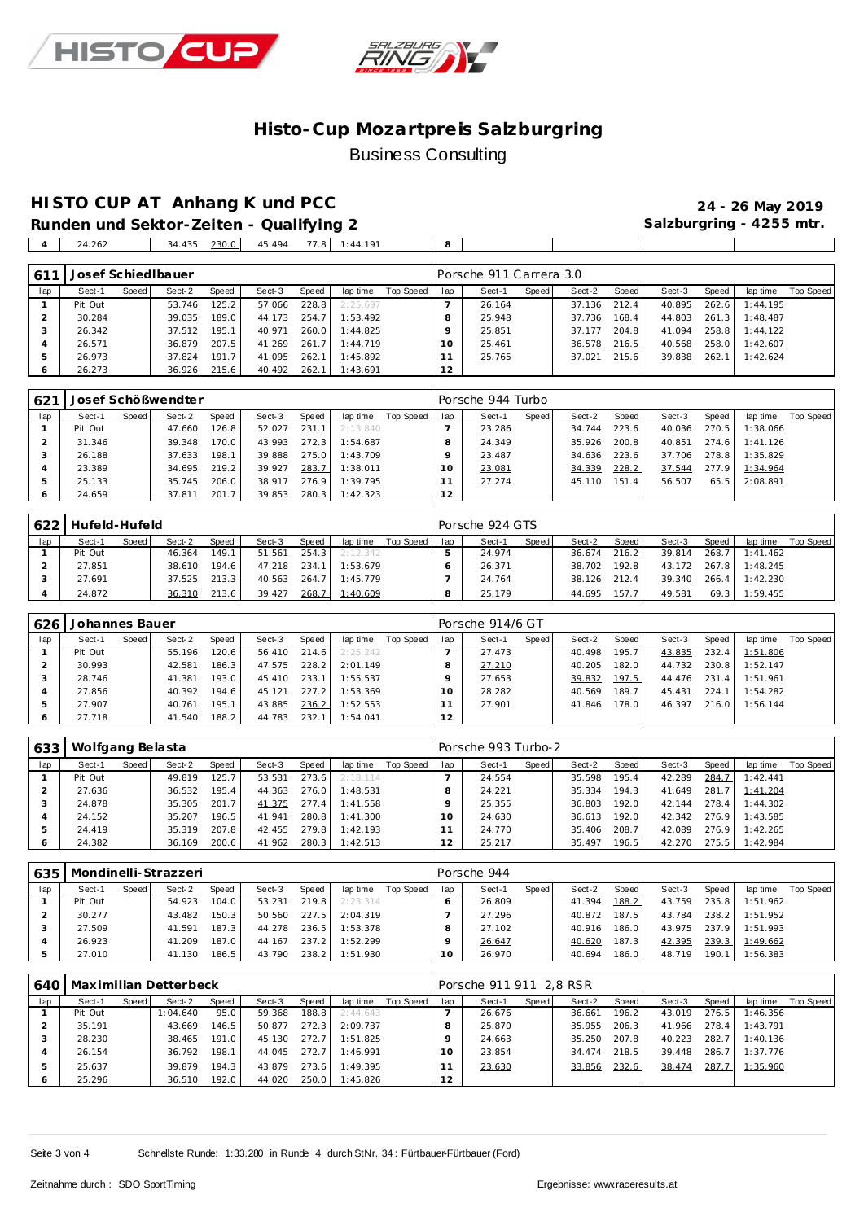# Histo-Cup Mozartpreis Salzburgring

Business Consulting

## HISTO CUP AT Anhang K und PCC

**24 - 26 May 2019**

**Runden und Sektor-Zeiten - Qualifying 2**

**Salzburgring - 4255 mtr.**

| 4 | 24.262 | | 34.435 | 230.0 | 45.494 | 77.8 | 1:44.191 | | 8 | | | | | | | | |
|---|---|---|---|---|---|---|---|---|---|---|---|---|---|---|---|---|---|

### 611 Josef Schiedlbauer — Porsche 911 Carrera 3.0

| lap | Sect-1 | Speed | Sect-2 | Speed | Sect-3 | Speed | lap time | Top Speed | lap | Sect-1 | Speed | Sect-2 | Speed | Sect-3 | Speed | lap time | Top Speed |
|---|---|---|---|---|---|---|---|---|---|---|---|---|---|---|---|---|---|
| 1 | Pit Out | | 53.746 | 125.2 | 57.066 | 228.8 | 2:25.697 | | 7 | 26.164 | | 37.136 | 212.4 | 40.895 | 262.6 | 1:44.195 | |
| 2 | 30.284 | | 39.035 | 189.0 | 44.173 | 254.7 | 1:53.492 | | 8 | 25.948 | | 37.736 | 168.4 | 44.803 | 261.3 | 1:48.487 | |
| 3 | 26.342 | | 37.512 | 195.1 | 40.971 | 260.0 | 1:44.825 | | 9 | 25.851 | | 37.177 | 204.8 | 41.094 | 258.8 | 1:44.122 | |
| 4 | 26.571 | | 36.879 | 207.5 | 41.269 | 261.7 | 1:44.719 | | 10 | 25.461 | | 36.578 | 216.5 | 40.568 | 258.0 | 1:42.607 | |
| 5 | 26.973 | | 37.824 | 191.7 | 41.095 | 262.1 | 1:45.892 | | 11 | 25.765 | | 37.021 | 215.6 | 39.838 | 262.1 | 1:42.624 | |
| 6 | 26.273 | | 36.926 | 215.6 | 40.492 | 262.1 | 1:43.691 | | 12 | | | | | | | | |

### 621 Josef Schößwendter — Porsche 944 Turbo

| lap | Sect-1 | Speed | Sect-2 | Speed | Sect-3 | Speed | lap time | Top Speed | lap | Sect-1 | Speed | Sect-2 | Speed | Sect-3 | Speed | lap time | Top Speed |
|---|---|---|---|---|---|---|---|---|---|---|---|---|---|---|---|---|---|
| 1 | Pit Out | | 47.660 | 126.8 | 52.027 | 231.1 | 2:13.840 | | 7 | 23.286 | | 34.744 | 223.6 | 40.036 | 270.5 | 1:38.066 | |
| 2 | 31.346 | | 39.348 | 170.0 | 43.993 | 272.3 | 1:54.687 | | 8 | 24.349 | | 35.926 | 200.8 | 40.851 | 274.6 | 1:41.126 | |
| 3 | 26.188 | | 37.633 | 198.1 | 39.888 | 275.0 | 1:43.709 | | 9 | 23.487 | | 34.636 | 223.6 | 37.706 | 278.8 | 1:35.829 | |
| 4 | 23.389 | | 34.695 | 219.2 | 39.927 | 283.7 | 1:38.011 | | 10 | 23.081 | | 34.339 | 228.2 | 37.544 | 277.9 | 1:34.964 | |
| 5 | 25.133 | | 35.745 | 206.0 | 38.917 | 276.9 | 1:39.795 | | 11 | 27.274 | | 45.110 | 151.4 | 56.507 | 65.5 | 2:08.891 | |
| 6 | 24.659 | | 37.811 | 201.7 | 39.853 | 280.3 | 1:42.323 | | 12 | | | | | | | | |

### 622 Hufeld-Hufeld — Porsche 924 GTS

| lap | Sect-1 | Speed | Sect-2 | Speed | Sect-3 | Speed | lap time | Top Speed | lap | Sect-1 | Speed | Sect-2 | Speed | Sect-3 | Speed | lap time | Top Speed |
|---|---|---|---|---|---|---|---|---|---|---|---|---|---|---|---|---|---|
| 1 | Pit Out | | 46.364 | 149.1 | 51.561 | 254.3 | 2:12.342 | | 5 | 24.974 | | 36.674 | 216.2 | 39.814 | 268.7 | 1:41.462 | |
| 2 | 27.851 | | 38.610 | 194.6 | 47.218 | 234.1 | 1:53.679 | | 6 | 26.371 | | 38.702 | 192.8 | 43.172 | 267.8 | 1:48.245 | |
| 3 | 27.691 | | 37.525 | 213.3 | 40.563 | 264.7 | 1:45.779 | | 7 | 24.764 | | 38.126 | 212.4 | 39.340 | 266.4 | 1:42.230 | |
| 4 | 24.872 | | 36.310 | 213.6 | 39.427 | 268.7 | 1:40.609 | | 8 | 25.179 | | 44.695 | 157.7 | 49.581 | 69.3 | 1:59.455 | |

### 626 Johannes Bauer — Porsche 914/6 GT

| lap | Sect-1 | Speed | Sect-2 | Speed | Sect-3 | Speed | lap time | Top Speed | lap | Sect-1 | Speed | Sect-2 | Speed | Sect-3 | Speed | lap time | Top Speed |
|---|---|---|---|---|---|---|---|---|---|---|---|---|---|---|---|---|---|
| 1 | Pit Out | | 55.196 | 120.6 | 56.410 | 214.6 | 2:25.242 | | 7 | 27.473 | | 40.498 | 195.7 | 43.835 | 232.4 | 1:51.806 | |
| 2 | 30.993 | | 42.581 | 186.3 | 47.575 | 228.2 | 2:01.149 | | 8 | 27.210 | | 40.205 | 182.0 | 44.732 | 230.8 | 1:52.147 | |
| 3 | 28.746 | | 41.381 | 193.0 | 45.410 | 233.1 | 1:55.537 | | 9 | 27.653 | | 39.832 | 197.5 | 44.476 | 231.4 | 1:51.961 | |
| 4 | 27.856 | | 40.392 | 194.6 | 45.121 | 227.2 | 1:53.369 | | 10 | 28.282 | | 40.569 | 189.7 | 45.431 | 224.1 | 1:54.282 | |
| 5 | 27.907 | | 40.761 | 195.1 | 43.885 | 236.2 | 1:52.553 | | 11 | 27.901 | | 41.846 | 178.0 | 46.397 | 216.0 | 1:56.144 | |
| 6 | 27.718 | | 41.540 | 188.2 | 44.783 | 232.1 | 1:54.041 | | 12 | | | | | | | | |

### 633 Wolfgang Belasta — Porsche 993 Turbo-2

| lap | Sect-1 | Speed | Sect-2 | Speed | Sect-3 | Speed | lap time | Top Speed | lap | Sect-1 | Speed | Sect-2 | Speed | Sect-3 | Speed | lap time | Top Speed |
|---|---|---|---|---|---|---|---|---|---|---|---|---|---|---|---|---|---|
| 1 | Pit Out | | 49.819 | 125.7 | 53.531 | 273.6 | 2:18.114 | | 7 | 24.554 | | 35.598 | 195.4 | 42.289 | 284.7 | 1:42.441 | |
| 2 | 27.636 | | 36.532 | 195.4 | 44.363 | 276.0 | 1:48.531 | | 8 | 24.221 | | 35.334 | 194.3 | 41.649 | 281.7 | 1:41.204 | |
| 3 | 24.878 | | 35.305 | 201.7 | 41.375 | 277.4 | 1:41.558 | | 9 | 25.355 | | 36.803 | 192.0 | 42.144 | 278.4 | 1:44.302 | |
| 4 | 24.152 | | 35.207 | 196.5 | 41.941 | 280.8 | 1:41.300 | | 10 | 24.630 | | 36.613 | 192.0 | 42.342 | 276.9 | 1:43.585 | |
| 5 | 24.419 | | 35.319 | 207.8 | 42.455 | 279.8 | 1:42.193 | | 11 | 24.770 | | 35.406 | 208.7 | 42.089 | 276.9 | 1:42.265 | |
| 6 | 24.382 | | 36.169 | 200.6 | 41.962 | 280.3 | 1:42.513 | | 12 | 25.217 | | 35.497 | 196.5 | 42.270 | 275.5 | 1:42.984 | |

### 635 Mondinelli-Strazzeri — Porsche 944

| lap | Sect-1 | Speed | Sect-2 | Speed | Sect-3 | Speed | lap time | Top Speed | lap | Sect-1 | Speed | Sect-2 | Speed | Sect-3 | Speed | lap time | Top Speed |
|---|---|---|---|---|---|---|---|---|---|---|---|---|---|---|---|---|---|
| 1 | Pit Out | | 54.923 | 104.0 | 53.231 | 219.8 | 2:23.314 | | 6 | 26.809 | | 41.394 | 188.2 | 43.759 | 235.8 | 1:51.962 | |
| 2 | 30.277 | | 43.482 | 150.3 | 50.560 | 227.5 | 2:04.319 | | 7 | 27.296 | | 40.872 | 187.5 | 43.784 | 238.2 | 1:51.952 | |
| 3 | 27.509 | | 41.591 | 187.3 | 44.278 | 236.5 | 1:53.378 | | 8 | 27.102 | | 40.916 | 186.0 | 43.975 | 237.9 | 1:51.993 | |
| 4 | 26.923 | | 41.209 | 187.0 | 44.167 | 237.2 | 1:52.299 | | 9 | 26.647 | | 40.620 | 187.3 | 42.395 | 239.3 | 1:49.662 | |
| 5 | 27.010 | | 41.130 | 186.5 | 43.790 | 238.2 | 1:51.930 | | 10 | 26.970 | | 40.694 | 186.0 | 48.719 | 190.1 | 1:56.383 | |

### 640 Maximilian Detterbeck — Porsche 911 911 2,8 RSR

| lap | Sect-1 | Speed | Sect-2 | Speed | Sect-3 | Speed | lap time | Top Speed | lap | Sect-1 | Speed | Sect-2 | Speed | Sect-3 | Speed | lap time | Top Speed |
|---|---|---|---|---|---|---|---|---|---|---|---|---|---|---|---|---|---|
| 1 | Pit Out | | 1:04.640 | 95.0 | 59.368 | 188.8 | 2:44.643 | | 7 | 26.676 | | 36.661 | 196.2 | 43.019 | 276.5 | 1:46.356 | |
| 2 | 35.191 | | 43.669 | 146.5 | 50.877 | 272.3 | 2:09.737 | | 8 | 25.870 | | 35.955 | 206.3 | 41.966 | 278.4 | 1:43.791 | |
| 3 | 28.230 | | 38.465 | 191.0 | 45.130 | 272.7 | 1:51.825 | | 9 | 24.663 | | 35.250 | 207.8 | 40.223 | 282.7 | 1:40.136 | |
| 4 | 26.154 | | 36.792 | 198.1 | 44.045 | 272.7 | 1:46.991 | | 10 | 23.854 | | 34.474 | 218.5 | 39.448 | 286.7 | 1:37.776 | |
| 5 | 25.637 | | 39.879 | 194.3 | 43.879 | 273.6 | 1:49.395 | | 11 | 23.630 | | 33.856 | 232.6 | 38.474 | 287.7 | 1:35.960 | |
| 6 | 25.296 | | 36.510 | 192.0 | 44.020 | 250.0 | 1:45.826 | | 12 | | | | | | | | |

Schnellste Runde: 1:33.280 in Runde 4 durch StNr. 34 : Fürtbauer-Fürtbauer (Ford)

Zeitnahme durch : SDO SportTiming

Ergebnisse: www.raceresults.at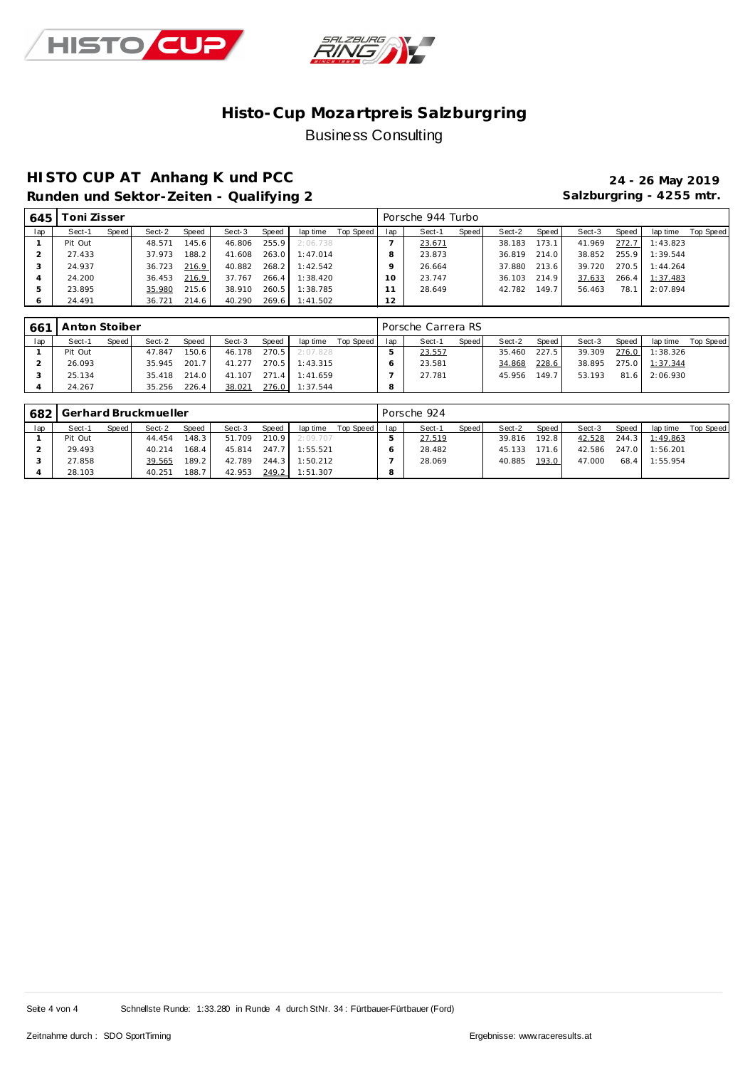# Histo-Cup Mozartpreis Salzburgring

Business Consulting

## HISTO CUP AT Anhang K und PCC

**Runden und Sektor-Zeiten - Qualifying 2**

**24 - 26 May 2019**

**Salzburgring - 4255 mtr.**

| 645 | Toni Zisser | | | | | | | | | Porsche 944 Turbo | | | | | | | | |
|---|---|---|---|---|---|---|---|---|---|---|---|---|---|---|---|---|---|---|
| lap | Sect-1 | Speed | Sect-2 | Speed | Sect-3 | Speed | lap time | Top Speed | lap | Sect-1 | Speed | Sect-2 | Speed | Sect-3 | Speed | lap time | Top Speed |
| 1 | Pit Out | | 48.571 | 145.6 | 46.806 | 255.9 | 2:06.738 | | 7 | 23.671 | | 38.183 | 173.1 | 41.969 | 272.7 | 1:43.823 | |
| 2 | 27.433 | | 37.973 | 188.2 | 41.608 | 263.0 | 1:47.014 | | 8 | 23.873 | | 36.819 | 214.0 | 38.852 | 255.9 | 1:39.544 | |
| 3 | 24.937 | | 36.723 | 216.9 | 40.882 | 268.2 | 1:42.542 | | 9 | 26.664 | | 37.880 | 213.6 | 39.720 | 270.5 | 1:44.264 | |
| 4 | 24.200 | | 36.453 | 216.9 | 37.767 | 266.4 | 1:38.420 | | 10 | 23.747 | | 36.103 | 214.9 | 37.633 | 266.4 | 1:37.483 | |
| 5 | 23.895 | | 35.980 | 215.6 | 38.910 | 260.5 | 1:38.785 | | 11 | 28.649 | | 42.782 | 149.7 | 56.463 | 78.1 | 2:07.894 | |
| 6 | 24.491 | | 36.721 | 214.6 | 40.290 | 269.6 | 1:41.502 | | 12 | | | | | | | | |

| 661 | Anton Stoiber | | | | | | | | | Porsche Carrera RS | | | | | | | | |
|---|---|---|---|---|---|---|---|---|---|---|---|---|---|---|---|---|---|---|
| lap | Sect-1 | Speed | Sect-2 | Speed | Sect-3 | Speed | lap time | Top Speed | lap | Sect-1 | Speed | Sect-2 | Speed | Sect-3 | Speed | lap time | Top Speed |
| 1 | Pit Out | | 47.847 | 150.6 | 46.178 | 270.5 | 2:07.828 | | 5 | 23.557 | | 35.460 | 227.5 | 39.309 | 276.0 | 1:38.326 | |
| 2 | 26.093 | | 35.945 | 201.7 | 41.277 | 270.5 | 1:43.315 | | 6 | 23.581 | | 34.868 | 228.6 | 38.895 | 275.0 | 1:37.344 | |
| 3 | 25.134 | | 35.418 | 214.0 | 41.107 | 271.4 | 1:41.659 | | 7 | 27.781 | | 45.956 | 149.7 | 53.193 | 81.6 | 2:06.930 | |
| 4 | 24.267 | | 35.256 | 226.4 | 38.021 | 276.0 | 1:37.544 | | 8 | | | | | | | | |

| 682 | Gerhard Bruckmueller | | | | | | | | | Porsche 924 | | | | | | | | |
|---|---|---|---|---|---|---|---|---|---|---|---|---|---|---|---|---|---|---|
| lap | Sect-1 | Speed | Sect-2 | Speed | Sect-3 | Speed | lap time | Top Speed | lap | Sect-1 | Speed | Sect-2 | Speed | Sect-3 | Speed | lap time | Top Speed |
| 1 | Pit Out | | 44.454 | 148.3 | 51.709 | 210.9 | 2:09.707 | | 5 | 27.519 | | 39.816 | 192.8 | 42.528 | 244.3 | 1:49.863 | |
| 2 | 29.493 | | 40.214 | 168.4 | 45.814 | 247.7 | 1:55.521 | | 6 | 28.482 | | 45.133 | 171.6 | 42.586 | 247.0 | 1:56.201 | |
| 3 | 27.858 | | 39.565 | 189.2 | 42.789 | 244.3 | 1:50.212 | | 7 | 28.069 | | 40.885 | 193.0 | 47.000 | 68.4 | 1:55.954 | |
| 4 | 28.103 | | 40.251 | 188.7 | 42.953 | 249.2 | 1:51.307 | | 8 | | | | | | | | |

Schnellste Runde: 1:33.280 in Runde 4 durch StNr. 34 : Fürtbauer-Fürtbauer (Ford)

Zeitnahme durch : SDO SportTiming

Ergebnisse: www.raceresults.at